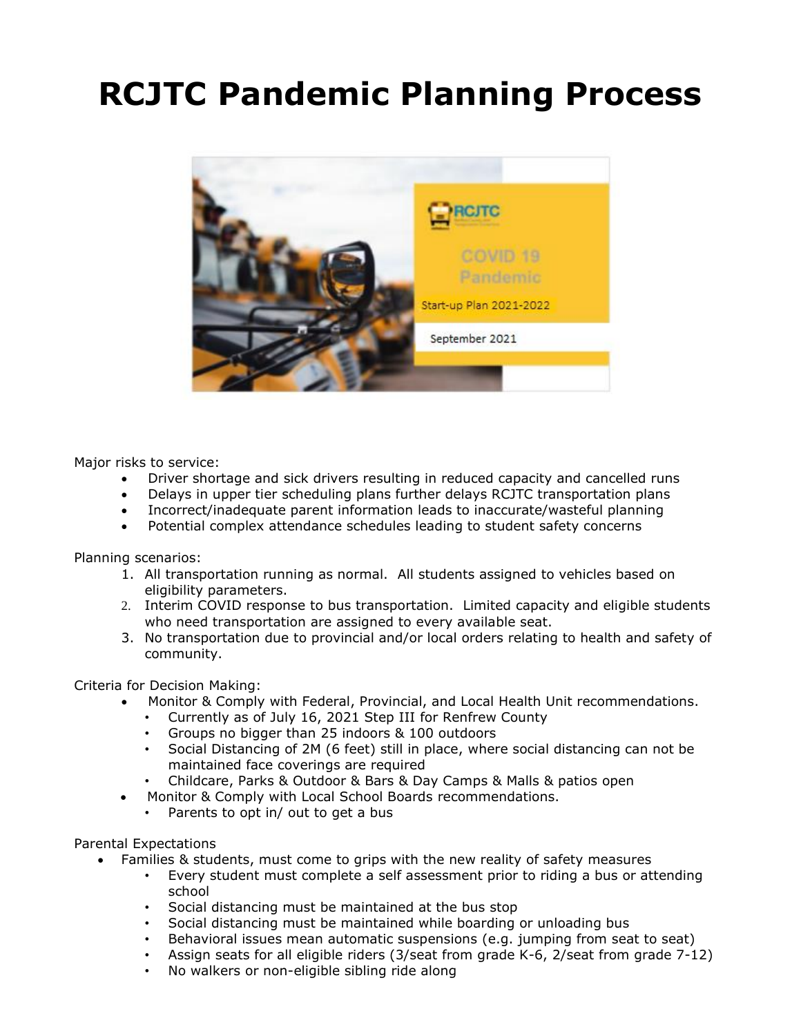# RCJTC Pandemic Planning Process

Major risks to service:

- Driver shortage and sick drivers resulting in reduced capacity and cancelled runs
- Delays in upper tier scheduling plans further delays RCJTC transportation plans
- Incorrect/inadequate parent information leads to inaccurate/wasteful planning
- Potential complex attendance schedules leading to student safety concerns

Planning scenarios:

1. All transportation running as normal. All students assigned to vehicles based on eligibility parameters.
2. Interim COVID response to bus transportation. Limited capacity and eligible students who need transportation are assigned to every available seat.
3. No transportation due to provincial and/or local orders relating to health and safety of community.

Criteria for Decision Making:

- Monitor & Comply with Federal, Provincial, and Local Health Unit recommendations.
  - Currently as of July 16, 2021 Step III for Renfrew County
  - Groups no bigger than 25 indoors & 100 outdoors
  - Social Distancing of 2M (6 feet) still in place, where social distancing can not be maintained face coverings are required
  - Childcare, Parks & Outdoor & Bars & Day Camps & Malls & patios open
- Monitor & Comply with Local School Boards recommendations.
  - Parents to opt in/ out to get a bus

Parental Expectations

- Families & students, must come to grips with the new reality of safety measures
  - Every student must complete a self assessment prior to riding a bus or attending school
  - Social distancing must be maintained at the bus stop
  - Social distancing must be maintained while boarding or unloading bus
  - Behavioral issues mean automatic suspensions (e.g. jumping from seat to seat)
  - Assign seats for all eligible riders (3/seat from grade K-6, 2/seat from grade 7-12)
  - No walkers or non-eligible sibling ride along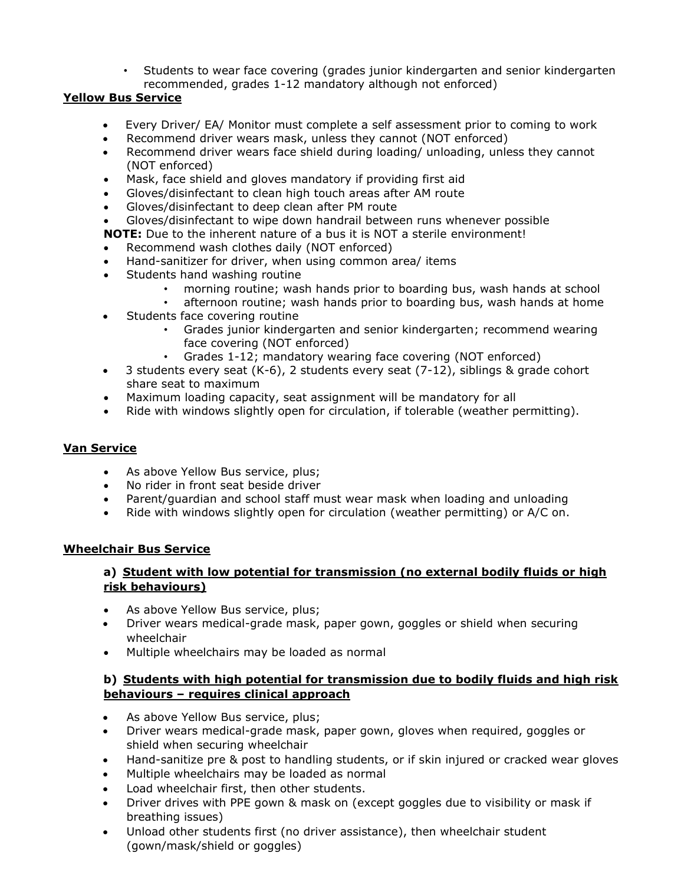- Students to wear face covering (grades junior kindergarten and senior kindergarten recommended, grades 1-12 mandatory although not enforced)

**Yellow Bus Service**

- Every Driver/ EA/ Monitor must complete a self assessment prior to coming to work
- Recommend driver wears mask, unless they cannot (NOT enforced)
- Recommend driver wears face shield during loading/ unloading, unless they cannot (NOT enforced)
- Mask, face shield and gloves mandatory if providing first aid
- Gloves/disinfectant to clean high touch areas after AM route
- Gloves/disinfectant to deep clean after PM route
- Gloves/disinfectant to wipe down handrail between runs whenever possible

**NOTE:** Due to the inherent nature of a bus it is NOT a sterile environment!

- Recommend wash clothes daily (NOT enforced)
- Hand-sanitizer for driver, when using common area/ items
- Students hand washing routine
  - morning routine; wash hands prior to boarding bus, wash hands at school
  - afternoon routine; wash hands prior to boarding bus, wash hands at home
- Students face covering routine
  - Grades junior kindergarten and senior kindergarten; recommend wearing face covering (NOT enforced)
  - Grades 1-12; mandatory wearing face covering (NOT enforced)
- 3 students every seat (K-6), 2 students every seat (7-12), siblings & grade cohort share seat to maximum
- Maximum loading capacity, seat assignment will be mandatory for all
- Ride with windows slightly open for circulation, if tolerable (weather permitting).

**Van Service**

- As above Yellow Bus service, plus;
- No rider in front seat beside driver
- Parent/guardian and school staff must wear mask when loading and unloading
- Ride with windows slightly open for circulation (weather permitting) or A/C on.

**Wheelchair Bus Service**

**a) Student with low potential for transmission (no external bodily fluids or high risk behaviours)**

- As above Yellow Bus service, plus;
- Driver wears medical-grade mask, paper gown, goggles or shield when securing wheelchair
- Multiple wheelchairs may be loaded as normal

**b) Students with high potential for transmission due to bodily fluids and high risk behaviours – requires clinical approach**

- As above Yellow Bus service, plus;
- Driver wears medical-grade mask, paper gown, gloves when required, goggles or shield when securing wheelchair
- Hand-sanitize pre & post to handling students, or if skin injured or cracked wear gloves
- Multiple wheelchairs may be loaded as normal
- Load wheelchair first, then other students.
- Driver drives with PPE gown & mask on (except goggles due to visibility or mask if breathing issues)
- Unload other students first (no driver assistance), then wheelchair student (gown/mask/shield or goggles)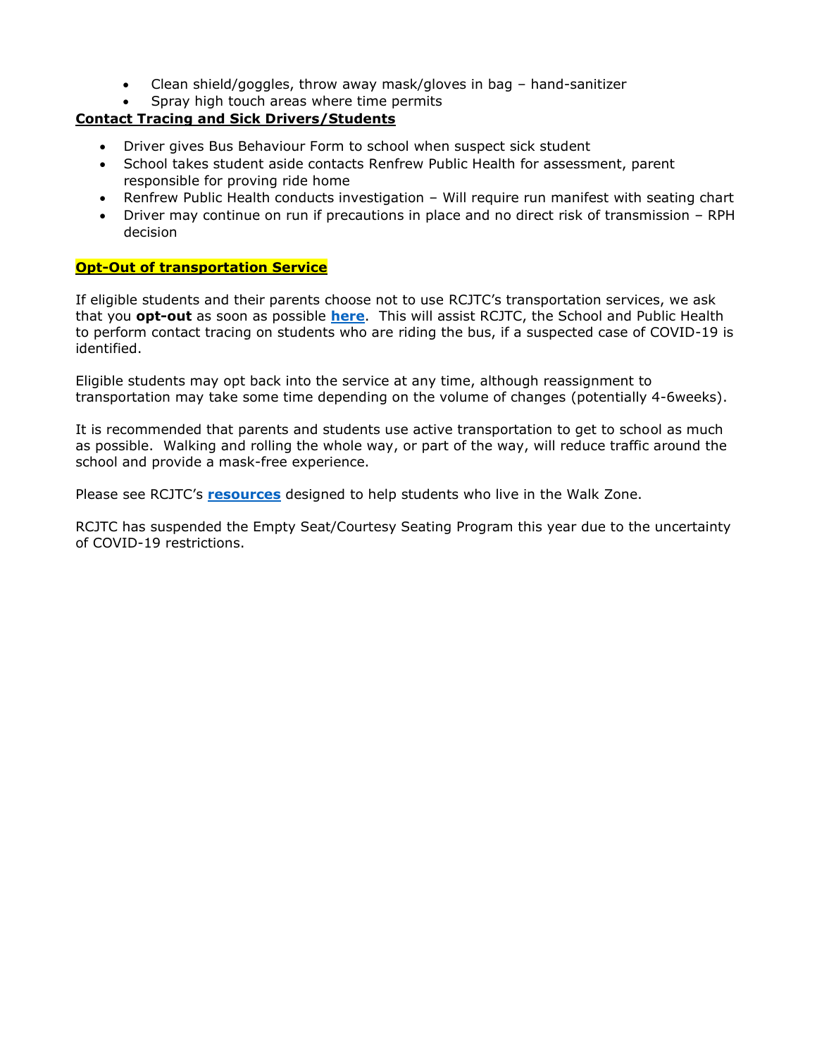- Clean shield/goggles, throw away mask/gloves in bag – hand-sanitizer
- Spray high touch areas where time permits

**Contact Tracing and Sick Drivers/Students**

- Driver gives Bus Behaviour Form to school when suspect sick student
- School takes student aside contacts Renfrew Public Health for assessment, parent responsible for proving ride home
- Renfrew Public Health conducts investigation – Will require run manifest with seating chart
- Driver may continue on run if precautions in place and no direct risk of transmission – RPH decision

**Opt-Out of transportation Service**

If eligible students and their parents choose not to use RCJTC's transportation services, we ask that you **opt-out** as soon as possible **here**. This will assist RCJTC, the School and Public Health to perform contact tracing on students who are riding the bus, if a suspected case of COVID-19 is identified.

Eligible students may opt back into the service at any time, although reassignment to transportation may take some time depending on the volume of changes (potentially 4-6weeks).

It is recommended that parents and students use active transportation to get to school as much as possible. Walking and rolling the whole way, or part of the way, will reduce traffic around the school and provide a mask-free experience.

Please see RCJTC's **resources** designed to help students who live in the Walk Zone.

RCJTC has suspended the Empty Seat/Courtesy Seating Program this year due to the uncertainty of COVID-19 restrictions.